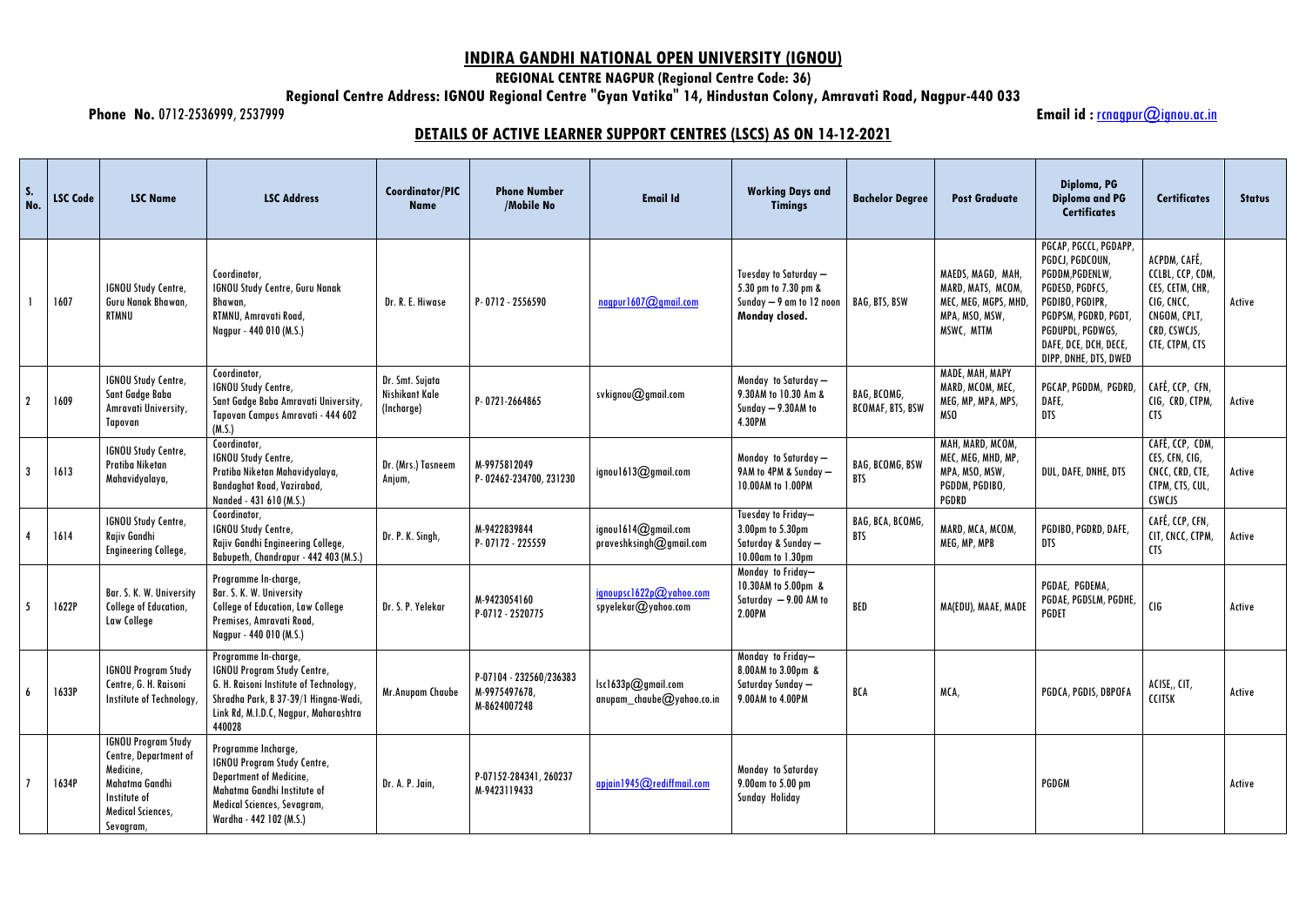# INDIRA GANDHI NATIONAL OPEN UNIVERSITY (IGNOU)

**REGIONAL CENTRE NAGPUR (Regional Centre Code: 36)**

**Regional Centre Address: IGNOU Regional Centre "Gyan Vatika" 14, Hindustan Colony, Amravati Road, Nagpur-440 033**

**Phone No.** 0712-2536999, 2537999 **Email id :** rcnagpur@ignou.ac.in

## DETAILS OF ACTIVE LEARNER SUPPORT CENTRES (LSCS) AS ON 14-12-2021

| S. No. | LSC Code | LSC Name | LSC Address | Coordinator/PIC Name | Phone Number /Mobile No | Email Id | Working Days and Timings | Bachelor Degree | Post Graduate | Diploma, PG Diploma and PG Certificates | Certificates | Status |
|---|---|---|---|---|---|---|---|---|---|---|---|---|
| 1 | 1607 | IGNOU Study Centre, Guru Nanak Bhawan, RTMNU | Coordinator, IGNOU Study Centre, Guru Nanak Bhawan, RTMNU, Amravati Road, Nagpur - 440 010 (M.S.) | Dr. R. E. Hiwase | P- 0712 - 2556590 | nagpur1607@gmail.com | Tuesday to Saturday – 5.30 pm to 7.30 pm & Sunday – 9 am to 12 noon **Monday closed.** | BAG, BTS, BSW | MAEDS, MAGD, MAH, MARD, MATS, MCOM, MEC, MEG, MGPS, MHD, MPA, MSO, MSW, MSWC, MTTM | PGCAP, PGCCL, PGDAPP, PGDCJ, PGDCOUN, PGDDM,PGDENLW, PGDESD, PGDFCS, PGDIBO, PGDIPR, PGDPSM, PGDRD, PGDT, PGDUPDL, PGDWGS, DAFE, DCE, DCH, DECE, DIPP, DNHE, DTS, DWED | ACPDM, CAFÉ, CCLBL, CCP, CDM, CES, CETM, CHR, CIG, CNCC, CNGOM, CPLT, CRD, CSWCJS, CTE, CTPM, CTS | Active |
| 2 | 1609 | IGNOU Study Centre, Sant Gadge Baba Amravati University, Tapovan | Coordinator, IGNOU Study Centre, Sant Gadge Baba Amravati University, Tapovan Campus Amravati - 444 602 (M.S.) | Dr. Smt. Sujata Nishikant Kale (Incharge) | P- 0721-2664865 | svkignou@gmail.com | Monday to Saturday – 9.30AM to 10.30 Am & Sunday – 9.30AM to 4.30PM | BAG, BCOMG, BCOMAF, BTS, BSW | MADE, MAH, MAPY MARD, MCOM, MEC, MEG, MP, MPA, MPS, MSO | PGCAP, PGDDM, PGDRD, DAFE, DTS | CAFÉ, CCP, CFN, CIG, CRD, CTPM, CTS | Active |
| 3 | 1613 | IGNOU Study Centre, Pratiba Niketan Mahavidyalaya, | Coordinator, IGNOU Study Centre, Pratiba Niketan Mahavidyalaya, Bandaghat Road, Vazirabad, Nanded - 431 610 (M.S.) | Dr. (Mrs.) Tasneem Anjum, | M-9975812049 P- 02462-234700, 231230 | ignou1613@gmail.com | Monday to Saturday – 9AM to 4PM & Sunday – 10.00AM to 1.00PM | BAG, BCOMG, BSW BTS | MAH, MARD, MCOM, MEC, MEG, MHD, MP, MPA, MSO, MSW, PGDDM, PGDIBO, PGDRD | DUL, DAFE, DNHE, DTS | CAFÉ, CCP, CDM, CES, CFN, CIG, CNCC, CRD, CTE, CTPM, CTS, CUL, CSWCJS | Active |
| 4 | 1614 | IGNOU Study Centre, Rajiv Gandhi Engineering College, | Coordinator, IGNOU Study Centre, Rajiv Gandhi Engineering College, Babupeth, Chandrapur - 442 403 (M.S.) | Dr. P. K. Singh, | M-9422839844 P- 07172 - 225559 | ignou1614@gmail.com praveshksingh@gmail.com | Tuesday to Friday– 3.00pm to 5.30pm Saturday & Sunday – 10.00am to 1.30pm | BAG, BCA, BCOMG, BTS | MARD, MCA, MCOM, MEG, MP, MPB | PGDIBO, PGDRD, DAFE, DTS | CAFÉ, CCP, CFN, CIT, CNCC, CTPM, CTS | Active |
| 5 | 1622P | Bar. S. K. W. University College of Education, Law College | Programme In-charge, Bar. S. K. W. University College of Education, Law College Premises, Amravati Road, Nagpur - 440 010 (M.S.) | Dr. S. P. Yelekar | M-9423054160 P-0712 - 2520775 | ignoupsc1622p@yahoo.com spyelekar@yahoo.com | Monday to Friday– 10.30AM to 5.00pm & Saturday – 9.00 AM to 2.00PM | BED | MA(EDU), MAAE, MADE | PGDAE, PGDEMA, PGDAE, PGDSLM, PGDHE, PGDET | CIG | Active |
| 6 | 1633P | IGNOU Program Study Centre, G. H. Raisoni Institute of Technology, | Programme In-charge, IGNOU Program Study Centre, G. H. Raisoni Institute of Technology, Shradha Park, B 37-39/1 Hingna-Wadi, Link Rd, M.I.D.C, Nagpur, Maharashtra 440028 | Mr.Anupam Chaube | P-07104 - 232560/236383 M-9975497678, M-8624007248 | lsc1633p@gmail.com anupam_chaube@yahoo.co.in | Monday to Friday– 8.00AM to 3.00pm & Saturday Sunday – 9.00AM to 4.00PM | BCA | MCA, | PGDCA, PGDIS, DBPOFA | ACISE,, CIT, CCITSK | Active |
| 7 | 1634P | IGNOU Program Study Centre, Department of Medicine, Mahatma Gandhi Institute of Medical Sciences, Sevagram, | Programme Incharge, IGNOU Program Study Centre, Department of Medicine, Mahatma Gandhi Institute of Medical Sciences, Sevagram, Wardha - 442 102 (M.S.) | Dr. A. P. Jain, | P-07152-284341, 260237 M-9423119433 | apjain1945@rediffmail.com | Monday to Saturday 9.00am to 5.00 pm Sunday Holiday | | | PGDGM | | Active |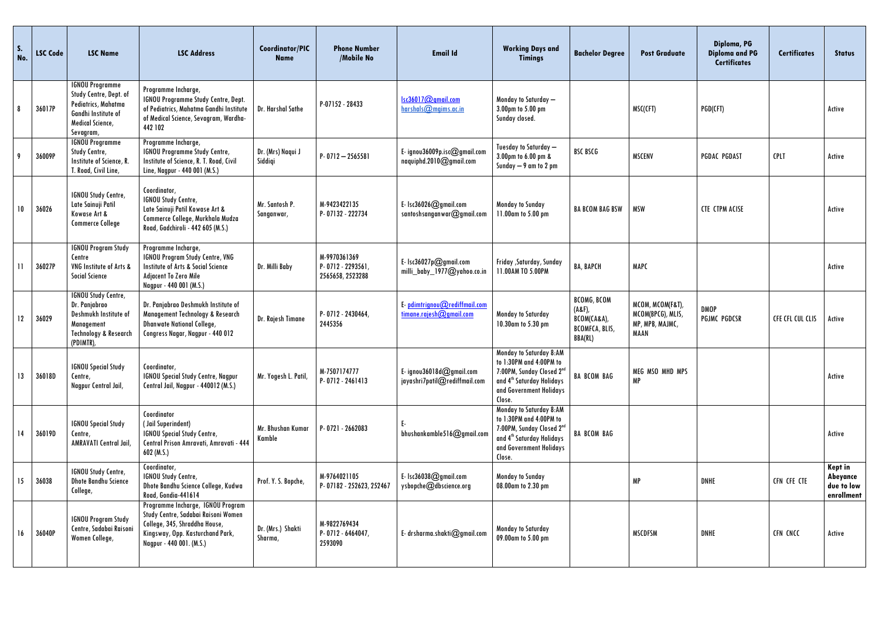| S. No. | LSC Code | LSC Name | LSC Address | Coordinator/PIC Name | Phone Number /Mobile No | Email Id | Working Days and Timings | Bachelor Degree | Post Graduate | Diploma, PG Diploma and PG Certificates | Certificates | Status |
|---|---|---|---|---|---|---|---|---|---|---|---|---|
| 8 | 36017P | IGNOU Programme Study Centre, Dept. of Pediatrics, Mahatma Gandhi Institute of Medical Science, Sevagram, | Programme Incharge, IGNOU Programme Study Centre, Dept. of Pediatrics, Mahatma Gandhi Institute of Medical Science, Sevagram, Wardha-442 102 | Dr. Harshal Sathe | P-07152 - 28433 | lsc36017@gmail.com harshals@mgims.ac.in | Monday to Saturday – 3.00pm to 5.00 pm Sunday closed. | | MSC(CFT) | PGD(CFT) | | Active |
| 9 | 36009P | IGNOU Programme Study Centre, Institute of Science, R. T. Road, Civil Line, | Programme Incharge, IGNOU Programme Study Centre, Institute of Science, R. T. Road, Civil Line, Nagpur - 440 001 (M.S.) | Dr. (Mrs) Naqui J Siddiqi | P- 0712 – 2565581 | E- ignou36009p.isc@gmail.com naquiphd.2010@gmail.com | Tuesday to Saturday – 3.00pm to 6.00 pm & Sunday – 9 am to 2 pm | BSC BSCG | MSCENV | PGDAC PGDAST | CPLT | Active |
| 10 | 36026 | IGNOU Study Centre, Late Sainuji Patil Kowase Art & Commerce College | Coordinator, IGNOU Study Centre, Late Sainuji Patil Kowase Art & Commerce College, Murkhala Mudza Road, Gadchiroli - 442 605 (M.S.) | Mr. Santosh P. Sanganwar, | M-9423422135 P- 07132 - 222734 | E- lsc36026@gmail.com santoshsanganwar@gmail.com | Monday to Sunday 11.00am to 5.00 pm | BA BCOM BAG BSW | MSW | CTE CTPM ACISE | | Active |
| 11 | 36027P | IGNOU Program Study Centre VNG Institute of Arts & Social Science | Programme Incharge, IGNOU Program Study Centre, VNG Institute of Arts & Social Science Adjacent To Zero Mile Nagpur - 440 001 (M.S.) | Dr. Milli Baby | M-9970361369 P- 0712 - 2293561, 2565658, 2523288 | E- lsc36027p@gmail.com milli_baby_1977@yahoo.co.in | Friday ,Saturday, Sunday 11.00AM TO 5.00PM | BA, BAPCH | MAPC | | | Active |
| 12 | 36029 | IGNOU Study Centre, Dr. Panjabrao Deshmukh Institute of Management Technology & Research (PDIMTR), | Dr. Panjabrao Deshmukh Institute of Management Technology & Research Dhanwate National College, Congress Nagar, Nagpur - 440 012 | Dr. Rajesh Timane | P- 0712 - 2430464, 2445356 | E- pdimtrignou@rediffmail.com timane.rajesh@gmail.com | Monday to Saturday 10.30am to 5.30 pm | BCOMG, BCOM (A&F), BCOM(CA&A), BCOMFCA, BLIS, BBA(RL) | MCOM, MCOM(F&T), MCOM(BPCG), MLIS, MP, MPB, MAJMC, MAAN | DMOP PGJMC PGDCSR | CFE CFL CUL CLIS | Active |
| 13 | 36018D | IGNOU Special Study Centre, Nagpur Central Jail, | Coordinator, IGNOU Special Study Centre, Nagpur Central Jail, Nagpur - 440012 (M.S.) | Mr. Yogesh L. Patil, | M-7507174777 P- 0712 - 2461413 | E- ignou36018d@gmail.com jayashri7patil@rediffmail.com | Monday to Saturday 8:AM to 1:30PM and 4:00PM to 7:00PM, Sunday Closed 2nd and 4th Saturday Holidays and Government Holidays Close. | BA BCOM BAG | MEG MSO MHD MPS MP | | | Active |
| 14 | 36019D | IGNOU Special Study Centre, AMRAVATI Central Jail, | Coordinator (Jail Superindent) IGNOU Special Study Centre, Central Prison Amravati, Amravati - 444 602 (M.S.) | Mr. Bhushan Kumar Kamble | P- 0721 - 2662083 | E- bhushankamble516@gmail.com | Monday to Saturday 8:AM to 1:30PM and 4:00PM to 7:00PM, Sunday Closed 2nd and 4th Saturday Holidays and Government Holidays Close. | BA BCOM BAG | | | | Active |
| 15 | 36038 | IGNOU Study Centre, Dhote Bandhu Science College, | Coordinator, IGNOU Study Centre, Dhote Bandhu Science College, Kudwa Road, Gondia-441614 | Prof. Y. S. Bopche, | M-9764021105 P- 07182 - 252623, 252467 | E- lsc36038@gmail.com ysbopche@dbscience.org | Monday to Sunday 08.00am to 2.30 pm | | MP | DNHE | CFN CFE CTE | **Kept in Abeyance due to low enrollment** |
| 16 | 36040P | IGNOU Program Study Centre, Sadabai Raisoni Women College, | Programme Incharge, IGNOU Program Study Centre, Sadabai Raisoni Women College, 345, Shraddha House, Kingsway, Opp. Kasturchand Park, Nagpur - 440 001. (M.S.) | Dr. (Mrs.) Shakti Sharma, | M-9822769434 P- 0712 - 6464047, 2593090 | E- drsharma.shakti@gmail.com | Monday to Saturday 09.00am to 5.00 pm | | MSCDFSM | DNHE | CFN CNCC | Active |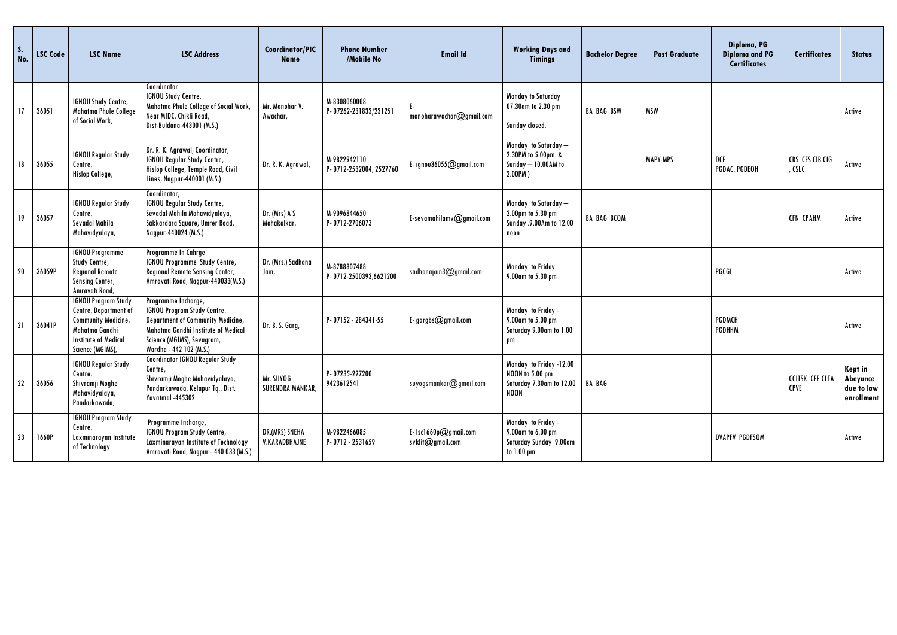| S. No. | LSC Code | LSC Name | LSC Address | Coordinator/PIC Name | Phone Number /Mobile No | Email Id | Working Days and Timings | Bachelor Degree | Post Graduate | Diploma, PG Diploma and PG Certificates | Certificates | Status |
|---|---|---|---|---|---|---|---|---|---|---|---|---|
| 17 | 36051 | IGNOU Study Centre, Mahatma Phule College of Social Work, | Coordinator IGNOU Study Centre, Mahatma Phule College of Social Work, Near MIDC, Chikli Road, Dist-Buldana-443001 (M.S.) | Mr. Manohar V. Awachar, | M-8308060008 P- 07262-231833/231251 | E- manoharawachar@gmail.com | Monday to Saturday 07.30am to 2.30 pm Sunday closed. | BA BAG BSW | MSW | | | Active |
| 18 | 36055 | IGNOU Regular Study Centre, Hislop College, | Dr. R. K. Agrawal, Coordinator, IGNOU Regular Study Centre, Hislop College, Temple Road, Civil Lines, Nagpur-440001 (M.S.) | Dr. R. K. Agrawal, | M-9822942110 P- 0712-2532004, 2527760 | E- ignou36055@gmail.com | Monday to Saturday – 2.30PM to 5.00pm & Sunday – 10.00AM to 2.00PM ) | | MAPY MPS | DCE PGDAC, PGDEOH | CBS CES CIB CIG , CSLC | Active |
| 19 | 36057 | IGNOU Regular Study Centre, Sevadal Mahila Mahavidyalaya, | Coordinator, IGNOU Regular Study Centre, Sevadal Mahila Mahavidyalaya, Sakkardara Square, Umrer Road, Nagpur-440024 (M.S.) | Dr. (Mrs) A S Mahakalkar, | M-9096844650 P- 0712-2706073 | E-sevamahilamv@gmail.com | Monday to Saturday – 2.00pm to 5.30 pm Sunday .9.00Am to 12.00 noon | BA BAG BCOM | | | CFN CPAHM | Active |
| 20 | 36059P | IGNOU Programme Study Centre, Regional Remote Sensing Center, Amravati Road, | Programme In Cahrge IGNOU Programme Study Centre, Regional Remote Sensing Center, Amravati Road, Nagpur-440033(M.S.) | Dr. (Mrs.) Sadhana Jain, | M-8788807488 P- 0712-2500393,6621200 | sadhanajain3@gmail.com | Monday to Friday 9.00am to 5.30 pm | | | PGCGI | | Active |
| 21 | 36041P | IGNOU Program Study Centre, Department of Community Medicine, Mahatma Gandhi Institute of Medical Science (MGIMS), | Programme Incharge, IGNOU Program Study Centre, Department of Community Medicine, Mahatma Gandhi Institute of Medical Science (MGIMS), Sevagram, Wardha - 442 102 (M.S.) | Dr. B. S. Garg, | P- 07152 - 284341-55 | E- gargbs@gmail.com | Monday to Friday - 9.00am to 5.00 pm Saturday 9.00am to 1.00 pm | | | PGDMCH PGDHHM | | Active |
| 22 | 36056 | IGNOU Regular Study Centre, Shivramji Moghe Mahavidyalaya, Pandarkawada, | Coordinator IGNOU Regular Study Centre, Shivramji Moghe Mahavidyalaya, Pandarkawada, Kelapur Tq., Dist. Yavatmal -445302 | Mr. SUYOG SURENDRA MANKAR, | P- 07235-227200 9423612541 | suyogsmankar@gmail.com | Monday to Friday -12.00 NOON to 5.00 pm Saturday 7.30am to 12.00 NOON | BA BAG | | | CCITSK CFE CLTA CPVE | **Kept in Abeyance due to low enrollment** |
| 23 | 1660P | IGNOU Program Study Centre, Laxminarayan Institute of Technology | Programme Incharge, IGNOU Program Study Centre, Laxminarayan Institute of Technology Amravati Road, Nagpur - 440 033 (M.S.) | DR.(MRS) SNEHA V.KARADBHAJNE | M-9822466085 P- 0712 - 2531659 | E- lsc1660p@gmail.com svklit@gmail.com | Monday to Friday - 9.00am to 6.00 pm Saturday Sunday 9.00am to 1.00 pm | | | DVAPFV PGDFSQM | | Active |